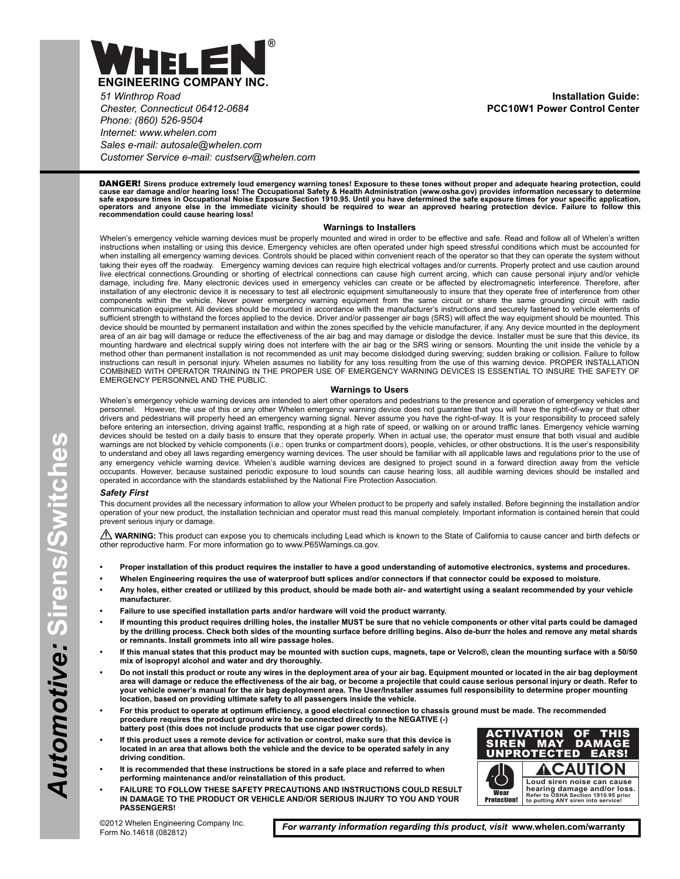# WHELEN®

**ENGINEERING COMPANY INC.**

*51 Winthrop Road*
*Chester, Connecticut 06412-0684*
*Phone: (860) 526-9504*
*Internet: www.whelen.com*
*Sales e-mail: autosale@whelen.com*
*Customer Service e-mail: custserv@whelen.com*

**Installation Guide:**
**PCC10W1 Power Control Center**

*Automotive: Sirens/Switches*

**DANGER! Sirens produce extremely loud emergency warning tones! Exposure to these tones without proper and adequate hearing protection, could cause ear damage and/or hearing loss! The Occupational Safety & Health Administration (www.osha.gov) provides information necessary to determine safe exposure times in Occupational Noise Exposure Section 1910.95. Until you have determined the safe exposure times for your specific application, operators and anyone else in the immediate vicinity should be required to wear an approved hearing protection device. Failure to follow this recommendation could cause hearing loss!**

## Warnings to Installers

Whelen's emergency vehicle warning devices must be properly mounted and wired in order to be effective and safe. Read and follow all of Whelen's written instructions when installing or using this device. Emergency vehicles are often operated under high speed stressful conditions which must be accounted for when installing all emergency warning devices. Controls should be placed within convenient reach of the operator so that they can operate the system without taking their eyes off the roadway. Emergency warning devices can require high electrical voltages and/or currents. Properly protect and use caution around live electrical connections.Grounding or shorting of electrical connections can cause high current arcing, which can cause personal injury and/or vehicle damage, including fire. Many electronic devices used in emergency vehicles can create or be affected by electromagnetic interference. Therefore, after installation of any electronic device it is necessary to test all electronic equipment simultaneously to insure that they operate free of interference from other components within the vehicle. Never power emergency warning equipment from the same circuit or share the same grounding circuit with radio communication equipment. All devices should be mounted in accordance with the manufacturer's instructions and securely fastened to vehicle elements of sufficient strength to withstand the forces applied to the device. Driver and/or passenger air bags (SRS) will affect the way equipment should be mounted. This device should be mounted by permanent installation and within the zones specified by the vehicle manufacturer, if any. Any device mounted in the deployment area of an air bag will damage or reduce the effectiveness of the air bag and may damage or dislodge the device. Installer must be sure that this device, its mounting hardware and electrical supply wiring does not interfere with the air bag or the SRS wiring or sensors. Mounting the unit inside the vehicle by a method other than permanent installation is not recommended as unit may become dislodged during swerving; sudden braking or collision. Failure to follow instructions can result in personal injury. Whelen assumes no liability for any loss resulting from the use of this warning device. PROPER INSTALLATION COMBINED WITH OPERATOR TRAINING IN THE PROPER USE OF EMERGENCY WARNING DEVICES IS ESSENTIAL TO INSURE THE SAFETY OF EMERGENCY PERSONNEL AND THE PUBLIC.

## Warnings to Users

Whelen's emergency vehicle warning devices are intended to alert other operators and pedestrians to the presence and operation of emergency vehicles and personnel. However, the use of this or any other Whelen emergency warning device does not guarantee that you will have the right-of-way or that other drivers and pedestrians will properly heed an emergency warning signal. Never assume you have the right-of-way. It is your responsibility to proceed safely before entering an intersection, driving against traffic, responding at a high rate of speed, or walking on or around traffic lanes. Emergency vehicle warning devices should be tested on a daily basis to ensure that they operate properly. When in actual use, the operator must ensure that both visual and audible warnings are not blocked by vehicle components (i.e.: open trunks or compartment doors), people, vehicles, or other obstructions. It is the user's responsibility to understand and obey all laws regarding emergency warning devices. The user should be familiar with all applicable laws and regulations prior to the use of any emergency vehicle warning device. Whelen's audible warning devices are designed to project sound in a forward direction away from the vehicle occupants. However, because sustained periodic exposure to loud sounds can cause hearing loss, all audible warning devices should be installed and operated in accordance with the standards established by the National Fire Protection Association.

### *Safety First*

This document provides all the necessary information to allow your Whelen product to be properly and safely installed. Before beginning the installation and/or operation of your new product, the installation technician and operator must read this manual completely. Important information is contained herein that could prevent serious injury or damage.

⚠ **WARNING:** This product can expose you to chemicals including Lead which is known to the State of California to cause cancer and birth defects or other reproductive harm. For more information go to www.P65Warnings.ca.gov.

- **Proper installation of this product requires the installer to have a good understanding of automotive electronics, systems and procedures.**
- **Whelen Engineering requires the use of waterproof butt splices and/or connectors if that connector could be exposed to moisture.**
- **Any holes, either created or utilized by this product, should be made both air- and watertight using a sealant recommended by your vehicle manufacturer.**
- **Failure to use specified installation parts and/or hardware will void the product warranty.**
- **If mounting this product requires drilling holes, the installer MUST be sure that no vehicle components or other vital parts could be damaged by the drilling process. Check both sides of the mounting surface before drilling begins. Also de-burr the holes and remove any metal shards or remnants. Install grommets into all wire passage holes.**
- **If this manual states that this product may be mounted with suction cups, magnets, tape or Velcro®, clean the mounting surface with a 50/50 mix of isopropyl alcohol and water and dry thoroughly.**
- **Do not install this product or route any wires in the deployment area of your air bag. Equipment mounted or located in the air bag deployment area will damage or reduce the effectiveness of the air bag, or become a projectile that could cause serious personal injury or death. Refer to your vehicle owner's manual for the air bag deployment area. The User/Installer assumes full responsibility to determine proper mounting location, based on providing ultimate safety to all passengers inside the vehicle.**
- **For this product to operate at optimum efficiency, a good electrical connection to chassis ground must be made. The recommended procedure requires the product ground wire to be connected directly to the NEGATIVE (-) battery post (this does not include products that use cigar power cords).**
- **If this product uses a remote device for activation or control, make sure that this device is located in an area that allows both the vehicle and the device to be operated safely in any driving condition.**
- **It is recommended that these instructions be stored in a safe place and referred to when performing maintenance and/or reinstallation of this product.**
- **FAILURE TO FOLLOW THESE SAFETY PRECAUTIONS AND INSTRUCTIONS COULD RESULT IN DAMAGE TO THE PRODUCT OR VEHICLE AND/OR SERIOUS INJURY TO YOU AND YOUR PASSENGERS!**

**ACTIVATION OF THIS SIREN MAY DAMAGE UNPROTECTED EARS!**

**⚠CAUTION**

**Wear Protection!**

**Loud siren noise can cause hearing damage and/or loss. Refer to OSHA Section 1910.95 prior to putting ANY siren into service!**

©2012 Whelen Engineering Company Inc.
Form No.14618 (082812)

***For warranty information regarding this product, visit* www.whelen.com/warranty**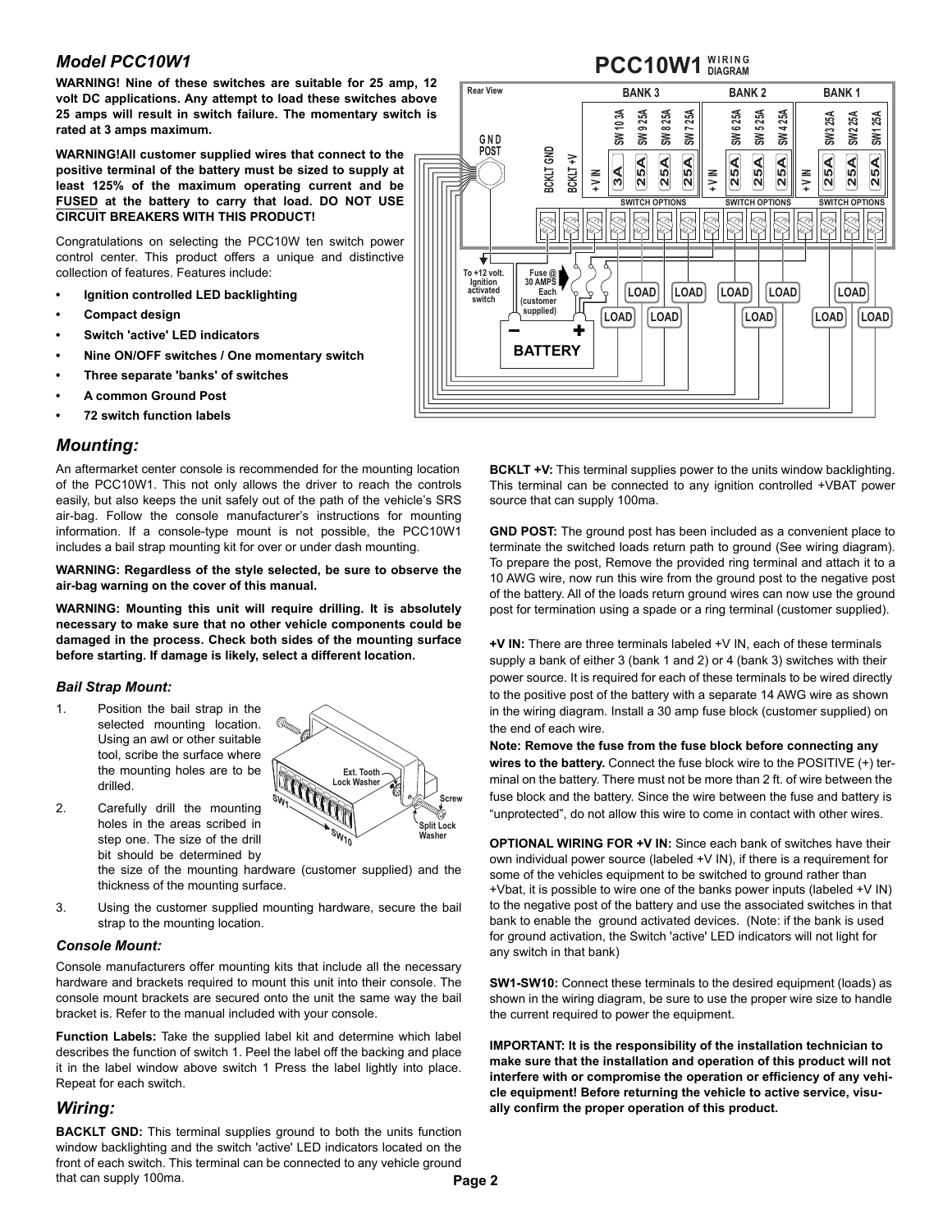## *Model PCC10W1*

**WARNING! Nine of these switches are suitable for 25 amp, 12 volt DC applications. Any attempt to load these switches above 25 amps will result in switch failure. The momentary switch is rated at 3 amps maximum.**

**WARNING!All customer supplied wires that connect to the positive terminal of the battery must be sized to supply at least 125% of the maximum operating current and be FUSED at the battery to carry that load. DO NOT USE CIRCUIT BREAKERS WITH THIS PRODUCT!**

Congratulations on selecting the PCC10W ten switch power control center. This product offers a unique and distinctive collection of features. Features include:

- **Ignition controlled LED backlighting**
- **Compact design**
- **Switch 'active' LED indicators**
- **Nine ON/OFF switches / One momentary switch**
- **Three separate 'banks' of switches**
- **A common Ground Post**
- **72 switch function labels**

**PCC10W1 WIRING DIAGRAM**

Rear View

BANK 3 BANK 2 BANK 1

GND POST

BCKLT GND BCKLT +V +V IN SW 10 3A SW 9 25A SW 8 25A SW 7 25A +V IN SW 6 25A SW 5 25A SW 4 25A +V IN SW3 25A SW2 25A SW1 25A

3A 25A 25A 25A 25A 25A 25A 25A 25A 25A

SWITCH OPTIONS SWITCH OPTIONS SWITCH OPTIONS

To +12 volt. Ignition activated switch

Fuse @ 30 AMPS Each (customer supplied)

LOAD LOAD LOAD LOAD LOAD LOAD LOAD LOAD LOAD LOAD

BATTERY

## *Mounting:*

An aftermarket center console is recommended for the mounting location of the PCC10W1. This not only allows the driver to reach the controls easily, but also keeps the unit safely out of the path of the vehicle's SRS air-bag. Follow the console manufacturer's instructions for mounting information. If a console-type mount is not possible, the PCC10W1 includes a bail strap mounting kit for over or under dash mounting.

**WARNING: Regardless of the style selected, be sure to observe the air-bag warning on the cover of this manual.**

**WARNING: Mounting this unit will require drilling. It is absolutely necessary to make sure that no other vehicle components could be damaged in the process. Check both sides of the mounting surface before starting. If damage is likely, select a different location.**

### *Bail Strap Mount:*

Ext. Tooth Lock Washer

Screw

Split Lock Washer

SW1

SW10

1. Position the bail strap in the selected mounting location. Using an awl or other suitable tool, scribe the surface where the mounting holes are to be drilled.
2. Carefully drill the mounting holes in the areas scribed in step one. The size of the drill bit should be determined by the size of the mounting hardware (customer supplied) and the thickness of the mounting surface.
3. Using the customer supplied mounting hardware, secure the bail strap to the mounting location.

### *Console Mount:*

Console manufacturers offer mounting kits that include all the necessary hardware and brackets required to mount this unit into their console. The console mount brackets are secured onto the unit the same way the bail bracket is. Refer to the manual included with your console.

**Function Labels:** Take the supplied label kit and determine which label describes the function of switch 1. Peel the label off the backing and place it in the label window above switch 1 Press the label lightly into place. Repeat for each switch.

## *Wiring:*

**BACKLT GND:** This terminal supplies ground to both the units function window backlighting and the switch 'active' LED indicators located on the front of each switch. This terminal can be connected to any vehicle ground that can supply 100ma.

**BCKLT +V:** This terminal supplies power to the units window backlighting. This terminal can be connected to any ignition controlled +VBAT power source that can supply 100ma.

**GND POST:** The ground post has been included as a convenient place to terminate the switched loads return path to ground (See wiring diagram). To prepare the post, Remove the provided ring terminal and attach it to a 10 AWG wire, now run this wire from the ground post to the negative post of the battery. All of the loads return ground wires can now use the ground post for termination using a spade or a ring terminal (customer supplied).

**+V IN:** There are three terminals labeled +V IN, each of these terminals supply a bank of either 3 (bank 1 and 2) or 4 (bank 3) switches with their power source. It is required for each of these terminals to be wired directly to the positive post of the battery with a separate 14 AWG wire as shown in the wiring diagram. Install a 30 amp fuse block (customer supplied) on the end of each wire.

**Note: Remove the fuse from the fuse block before connecting any wires to the battery.** Connect the fuse block wire to the POSITIVE (+) terminal on the battery. There must not be more than 2 ft. of wire between the fuse block and the battery. Since the wire between the fuse and battery is "unprotected", do not allow this wire to come in contact with other wires.

**OPTIONAL WIRING FOR +V IN:** Since each bank of switches have their own individual power source (labeled +V IN), if there is a requirement for some of the vehicles equipment to be switched to ground rather than +Vbat, it is possible to wire one of the banks power inputs (labeled +V IN) to the negative post of the battery and use the associated switches in that bank to enable the ground activated devices. (Note: if the bank is used for ground activation, the Switch 'active' LED indicators will not light for any switch in that bank)

**SW1-SW10:** Connect these terminals to the desired equipment (loads) as shown in the wiring diagram, be sure to use the proper wire size to handle the current required to power the equipment.

**IMPORTANT: It is the responsibility of the installation technician to make sure that the installation and operation of this product will not interfere with or compromise the operation or efficiency of any vehicle equipment! Before returning the vehicle to active service, visually confirm the proper operation of this product.**